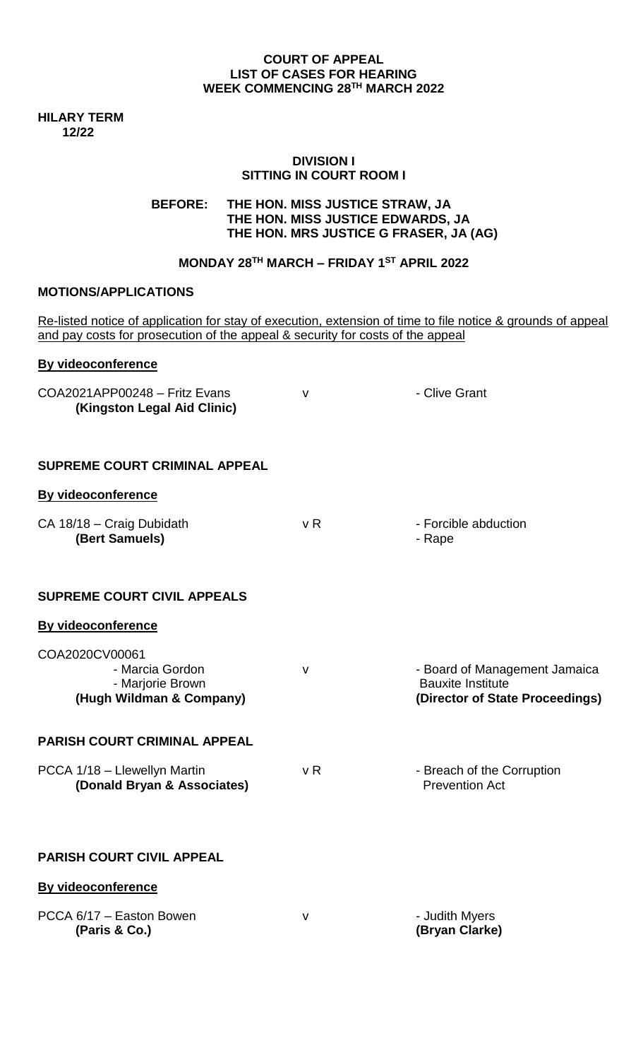**COURT OF APPEAL**
**LIST OF CASES FOR HEARING**
**WEEK COMMENCING 28TH MARCH 2022**

**HILARY TERM**
**12/22**

**DIVISION I**
**SITTING IN COURT ROOM I**

**BEFORE: THE HON. MISS JUSTICE STRAW, JA**
**THE HON. MISS JUSTICE EDWARDS, JA**
**THE HON. MRS JUSTICE G FRASER, JA (AG)**

**MONDAY 28TH MARCH – FRIDAY 1ST APRIL 2022**

## MOTIONS/APPLICATIONS

Re-listed notice of application for stay of execution, extension of time to file notice & grounds of appeal and pay costs for prosecution of the appeal & security for costs of the appeal

**By videoconference**

| | | |
|---|---|---|
| COA2021APP00248 – Fritz Evans<br>**(Kingston Legal Aid Clinic)** | v | - Clive Grant |

## SUPREME COURT CRIMINAL APPEAL

**By videoconference**

| | | |
|---|---|---|
| CA 18/18 – Craig Dubidath<br>**(Bert Samuels)** | v R | - Forcible abduction<br>- Rape |

## SUPREME COURT CIVIL APPEALS

**By videoconference**

| | | |
|---|---|---|
| COA2020CV00061<br>- Marcia Gordon<br>- Marjorie Brown<br>**(Hugh Wildman & Company)** | v | - Board of Management Jamaica Bauxite Institute<br>**(Director of State Proceedings)** |

## PARISH COURT CRIMINAL APPEAL

| | | |
|---|---|---|
| PCCA 1/18 – Llewellyn Martin<br>**(Donald Bryan & Associates)** | v R | - Breach of the Corruption Prevention Act |

## PARISH COURT CIVIL APPEAL

**By videoconference**

| | | |
|---|---|---|
| PCCA 6/17 – Easton Bowen<br>**(Paris & Co.)** | v | - Judith Myers<br>**(Bryan Clarke)** |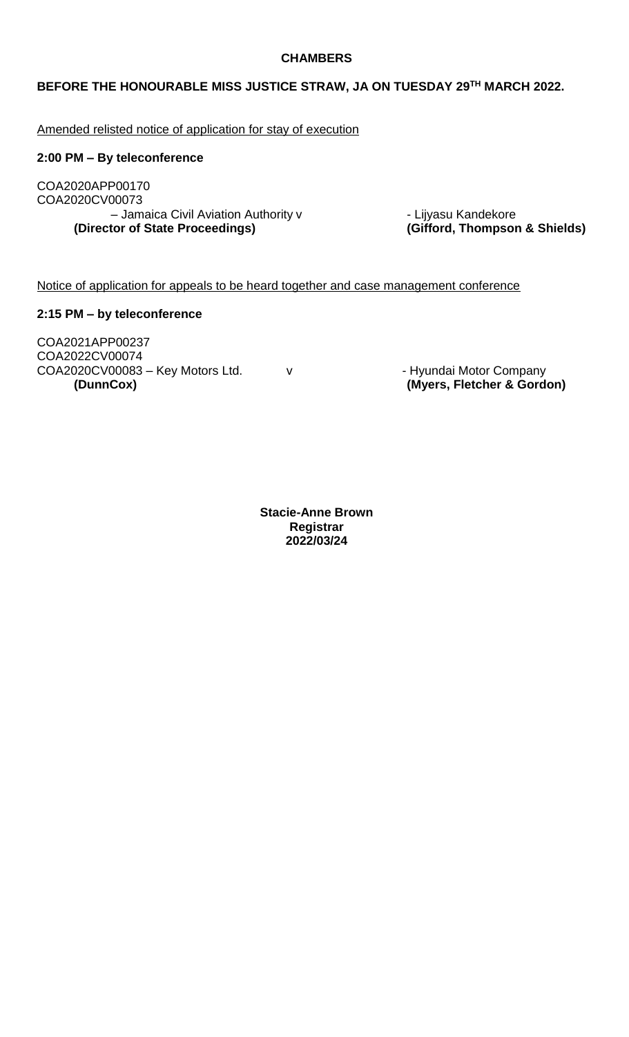**CHAMBERS**

**BEFORE THE HONOURABLE MISS JUSTICE STRAW, JA ON TUESDAY 29TH MARCH 2022.**

Amended relisted notice of application for stay of execution

**2:00 PM – By teleconference**

COA2020APP00170
COA2020CV00073
– Jamaica Civil Aviation Authority v - Lijyasu Kandekore
**(Director of State Proceedings)** **(Gifford, Thompson & Shields)**

Notice of application for appeals to be heard together and case management conference

**2:15 PM – by teleconference**

COA2021APP00237
COA2022CV00074
COA2020CV00083 – Key Motors Ltd. v - Hyundai Motor Company
**(DunnCox)** **(Myers, Fletcher & Gordon)**

**Stacie-Anne Brown**
**Registrar**
**2022/03/24**